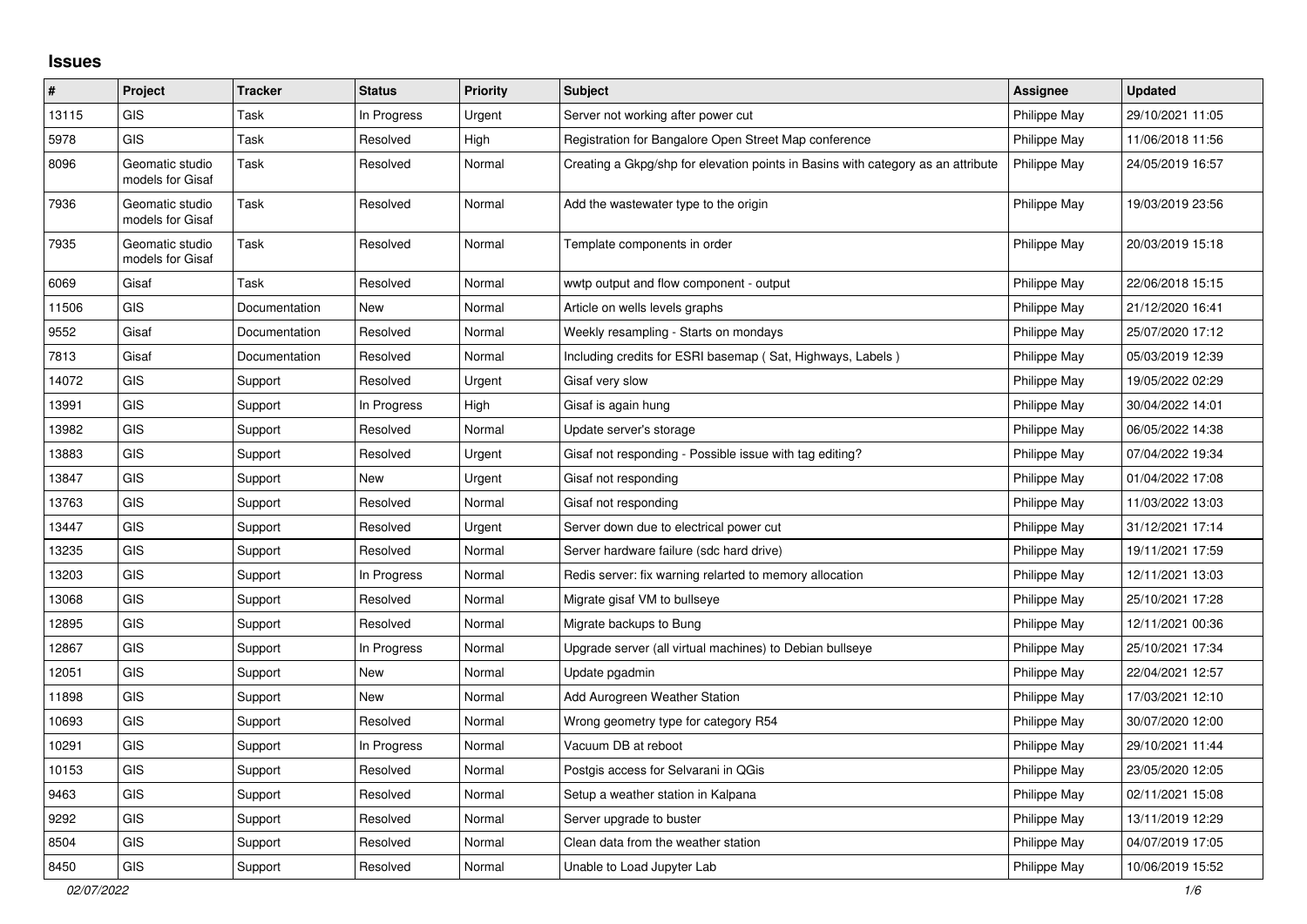## Issues

| # | Project | Tracker | Status | Priority | Subject | Assignee | Updated |
|---|---|---|---|---|---|---|---|
| 13115 | GIS | Task | In Progress | Urgent | Server not working after power cut | Philippe May | 29/10/2021 11:05 |
| 5978 | GIS | Task | Resolved | High | Registration for Bangalore Open Street Map conference | Philippe May | 11/06/2018 11:56 |
| 8096 | Geomatic studio models for Gisaf | Task | Resolved | Normal | Creating a Gkpg/shp for elevation points in Basins with category as an attribute | Philippe May | 24/05/2019 16:57 |
| 7936 | Geomatic studio models for Gisaf | Task | Resolved | Normal | Add the wastewater type to the origin | Philippe May | 19/03/2019 23:56 |
| 7935 | Geomatic studio models for Gisaf | Task | Resolved | Normal | Template components in order | Philippe May | 20/03/2019 15:18 |
| 6069 | Gisaf | Task | Resolved | Normal | wwtp output and flow component - output | Philippe May | 22/06/2018 15:15 |
| 11506 | GIS | Documentation | New | Normal | Article on wells levels graphs | Philippe May | 21/12/2020 16:41 |
| 9552 | Gisaf | Documentation | Resolved | Normal | Weekly resampling - Starts on mondays | Philippe May | 25/07/2020 17:12 |
| 7813 | Gisaf | Documentation | Resolved | Normal | Including credits for ESRI basemap ( Sat, Highways, Labels ) | Philippe May | 05/03/2019 12:39 |
| 14072 | GIS | Support | Resolved | Urgent | Gisaf very slow | Philippe May | 19/05/2022 02:29 |
| 13991 | GIS | Support | In Progress | High | Gisaf is again hung | Philippe May | 30/04/2022 14:01 |
| 13982 | GIS | Support | Resolved | Normal | Update server's storage | Philippe May | 06/05/2022 14:38 |
| 13883 | GIS | Support | Resolved | Urgent | Gisaf not responding - Possible issue with tag editing? | Philippe May | 07/04/2022 19:34 |
| 13847 | GIS | Support | New | Urgent | Gisaf not responding | Philippe May | 01/04/2022 17:08 |
| 13763 | GIS | Support | Resolved | Normal | Gisaf not responding | Philippe May | 11/03/2022 13:03 |
| 13447 | GIS | Support | Resolved | Urgent | Server down due to electrical power cut | Philippe May | 31/12/2021 17:14 |
| 13235 | GIS | Support | Resolved | Normal | Server hardware failure (sdc hard drive) | Philippe May | 19/11/2021 17:59 |
| 13203 | GIS | Support | In Progress | Normal | Redis server: fix warning relarted to memory allocation | Philippe May | 12/11/2021 13:03 |
| 13068 | GIS | Support | Resolved | Normal | Migrate gisaf VM to bullseye | Philippe May | 25/10/2021 17:28 |
| 12895 | GIS | Support | Resolved | Normal | Migrate backups to Bung | Philippe May | 12/11/2021 00:36 |
| 12867 | GIS | Support | In Progress | Normal | Upgrade server (all virtual machines) to Debian bullseye | Philippe May | 25/10/2021 17:34 |
| 12051 | GIS | Support | New | Normal | Update pgadmin | Philippe May | 22/04/2021 12:57 |
| 11898 | GIS | Support | New | Normal | Add Aurogreen Weather Station | Philippe May | 17/03/2021 12:10 |
| 10693 | GIS | Support | Resolved | Normal | Wrong geometry type for category R54 | Philippe May | 30/07/2020 12:00 |
| 10291 | GIS | Support | In Progress | Normal | Vacuum DB at reboot | Philippe May | 29/10/2021 11:44 |
| 10153 | GIS | Support | Resolved | Normal | Postgis access for Selvarani in QGis | Philippe May | 23/05/2020 12:05 |
| 9463 | GIS | Support | Resolved | Normal | Setup a weather station in Kalpana | Philippe May | 02/11/2021 15:08 |
| 9292 | GIS | Support | Resolved | Normal | Server upgrade to buster | Philippe May | 13/11/2019 12:29 |
| 8504 | GIS | Support | Resolved | Normal | Clean data from the weather station | Philippe May | 04/07/2019 17:05 |
| 8450 | GIS | Support | Resolved | Normal | Unable to Load Jupyter Lab | Philippe May | 10/06/2019 15:52 |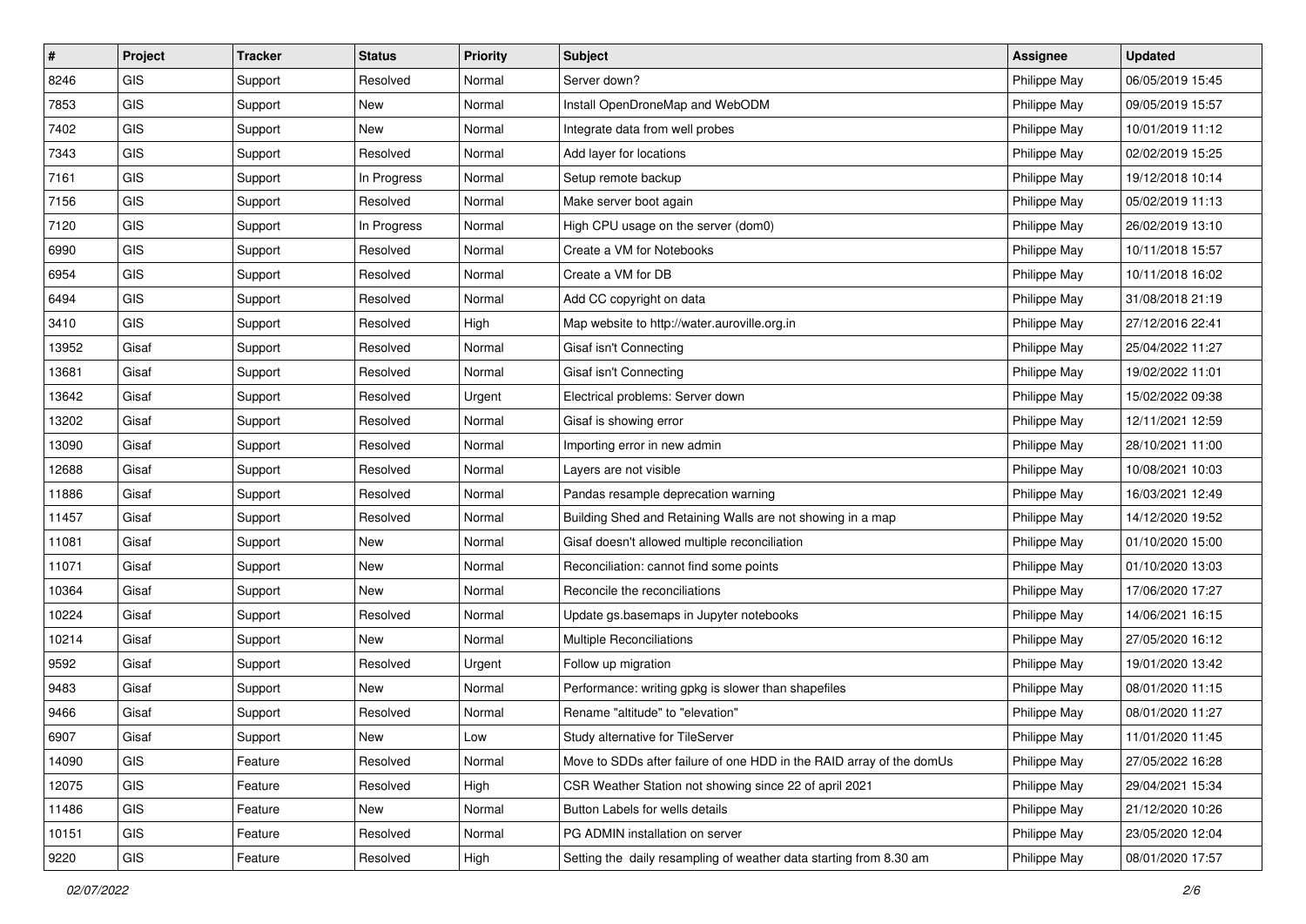| # | Project | Tracker | Status | Priority | Subject | Assignee | Updated |
|---|---|---|---|---|---|---|---|
| 8246 | GIS | Support | Resolved | Normal | Server down? | Philippe May | 06/05/2019 15:45 |
| 7853 | GIS | Support | New | Normal | Install OpenDroneMap and WebODM | Philippe May | 09/05/2019 15:57 |
| 7402 | GIS | Support | New | Normal | Integrate data from well probes | Philippe May | 10/01/2019 11:12 |
| 7343 | GIS | Support | Resolved | Normal | Add layer for locations | Philippe May | 02/02/2019 15:25 |
| 7161 | GIS | Support | In Progress | Normal | Setup remote backup | Philippe May | 19/12/2018 10:14 |
| 7156 | GIS | Support | Resolved | Normal | Make server boot again | Philippe May | 05/02/2019 11:13 |
| 7120 | GIS | Support | In Progress | Normal | High CPU usage on the server (dom0) | Philippe May | 26/02/2019 13:10 |
| 6990 | GIS | Support | Resolved | Normal | Create a VM for Notebooks | Philippe May | 10/11/2018 15:57 |
| 6954 | GIS | Support | Resolved | Normal | Create a VM for DB | Philippe May | 10/11/2018 16:02 |
| 6494 | GIS | Support | Resolved | Normal | Add CC copyright on data | Philippe May | 31/08/2018 21:19 |
| 3410 | GIS | Support | Resolved | High | Map website to http://water.auroville.org.in | Philippe May | 27/12/2016 22:41 |
| 13952 | Gisaf | Support | Resolved | Normal | Gisaf isn't Connecting | Philippe May | 25/04/2022 11:27 |
| 13681 | Gisaf | Support | Resolved | Normal | Gisaf isn't Connecting | Philippe May | 19/02/2022 11:01 |
| 13642 | Gisaf | Support | Resolved | Urgent | Electrical problems: Server down | Philippe May | 15/02/2022 09:38 |
| 13202 | Gisaf | Support | Resolved | Normal | Gisaf is showing error | Philippe May | 12/11/2021 12:59 |
| 13090 | Gisaf | Support | Resolved | Normal | Importing error in new admin | Philippe May | 28/10/2021 11:00 |
| 12688 | Gisaf | Support | Resolved | Normal | Layers are not visible | Philippe May | 10/08/2021 10:03 |
| 11886 | Gisaf | Support | Resolved | Normal | Pandas resample deprecation warning | Philippe May | 16/03/2021 12:49 |
| 11457 | Gisaf | Support | Resolved | Normal | Building Shed and Retaining Walls are not showing in a map | Philippe May | 14/12/2020 19:52 |
| 11081 | Gisaf | Support | New | Normal | Gisaf doesn't allowed multiple reconciliation | Philippe May | 01/10/2020 15:00 |
| 11071 | Gisaf | Support | New | Normal | Reconciliation: cannot find some points | Philippe May | 01/10/2020 13:03 |
| 10364 | Gisaf | Support | New | Normal | Reconcile the reconciliations | Philippe May | 17/06/2020 17:27 |
| 10224 | Gisaf | Support | Resolved | Normal | Update gs.basemaps in Jupyter notebooks | Philippe May | 14/06/2021 16:15 |
| 10214 | Gisaf | Support | New | Normal | Multiple Reconciliations | Philippe May | 27/05/2020 16:12 |
| 9592 | Gisaf | Support | Resolved | Urgent | Follow up migration | Philippe May | 19/01/2020 13:42 |
| 9483 | Gisaf | Support | New | Normal | Performance: writing gpkg is slower than shapefiles | Philippe May | 08/01/2020 11:15 |
| 9466 | Gisaf | Support | Resolved | Normal | Rename "altitude" to "elevation" | Philippe May | 08/01/2020 11:27 |
| 6907 | Gisaf | Support | New | Low | Study alternative for TileServer | Philippe May | 11/01/2020 11:45 |
| 14090 | GIS | Feature | Resolved | Normal | Move to SDDs after failure of one HDD in the RAID array of the domUs | Philippe May | 27/05/2022 16:28 |
| 12075 | GIS | Feature | Resolved | High | CSR Weather Station not showing since 22 of april 2021 | Philippe May | 29/04/2021 15:34 |
| 11486 | GIS | Feature | New | Normal | Button Labels for wells details | Philippe May | 21/12/2020 10:26 |
| 10151 | GIS | Feature | Resolved | Normal | PG ADMIN installation on server | Philippe May | 23/05/2020 12:04 |
| 9220 | GIS | Feature | Resolved | High | Setting the daily resampling of weather data starting from 8.30 am | Philippe May | 08/01/2020 17:57 |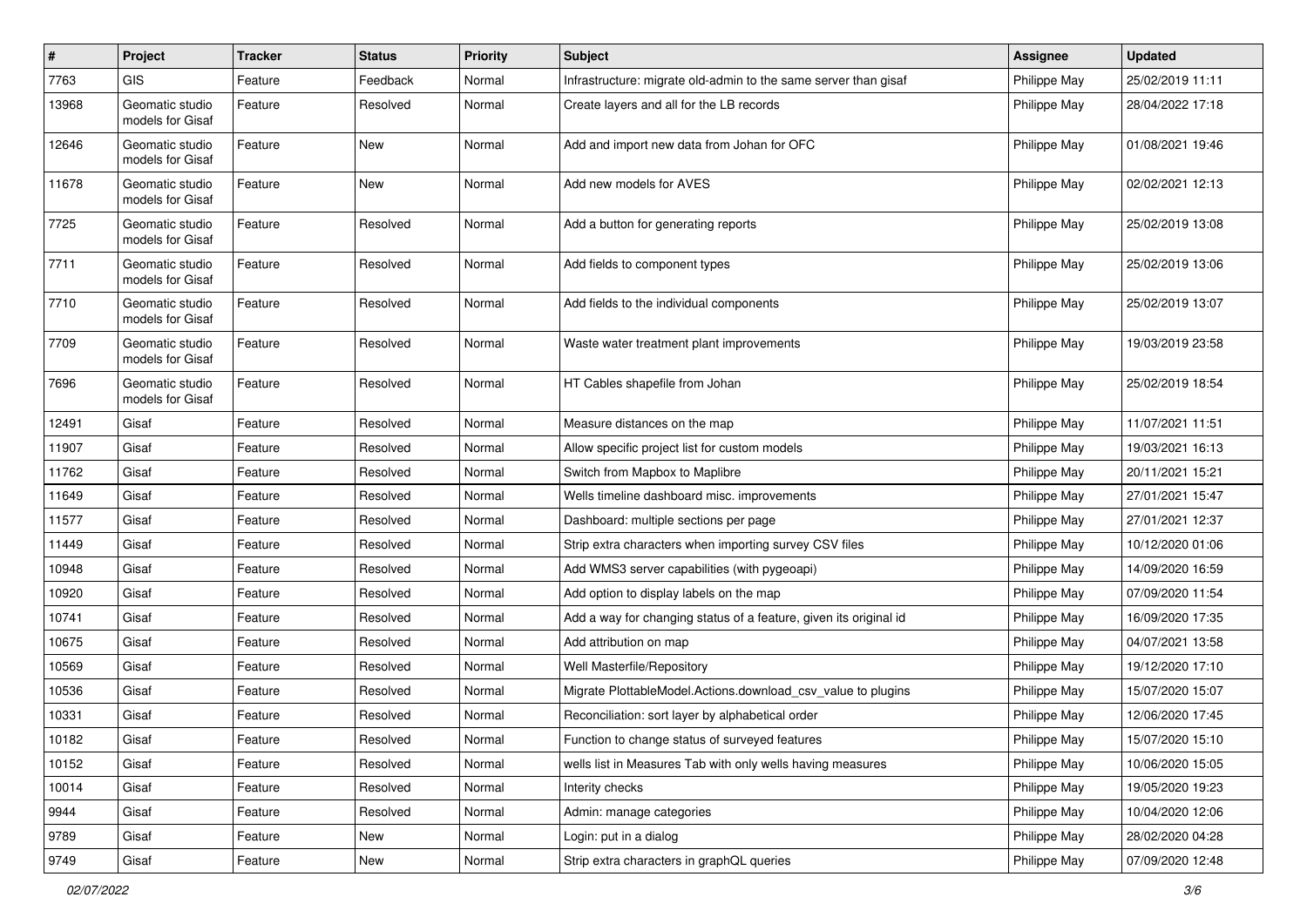| # | Project | Tracker | Status | Priority | Subject | Assignee | Updated |
|---|---|---|---|---|---|---|---|
| 7763 | GIS | Feature | Feedback | Normal | Infrastructure: migrate old-admin to the same server than gisaf | Philippe May | 25/02/2019 11:11 |
| 13968 | Geomatic studio models for Gisaf | Feature | Resolved | Normal | Create layers and all for the LB records | Philippe May | 28/04/2022 17:18 |
| 12646 | Geomatic studio models for Gisaf | Feature | New | Normal | Add and import new data from Johan for OFC | Philippe May | 01/08/2021 19:46 |
| 11678 | Geomatic studio models for Gisaf | Feature | New | Normal | Add new models for AVES | Philippe May | 02/02/2021 12:13 |
| 7725 | Geomatic studio models for Gisaf | Feature | Resolved | Normal | Add a button for generating reports | Philippe May | 25/02/2019 13:08 |
| 7711 | Geomatic studio models for Gisaf | Feature | Resolved | Normal | Add fields to component types | Philippe May | 25/02/2019 13:06 |
| 7710 | Geomatic studio models for Gisaf | Feature | Resolved | Normal | Add fields to the individual components | Philippe May | 25/02/2019 13:07 |
| 7709 | Geomatic studio models for Gisaf | Feature | Resolved | Normal | Waste water treatment plant improvements | Philippe May | 19/03/2019 23:58 |
| 7696 | Geomatic studio models for Gisaf | Feature | Resolved | Normal | HT Cables shapefile from Johan | Philippe May | 25/02/2019 18:54 |
| 12491 | Gisaf | Feature | Resolved | Normal | Measure distances on the map | Philippe May | 11/07/2021 11:51 |
| 11907 | Gisaf | Feature | Resolved | Normal | Allow specific project list for custom models | Philippe May | 19/03/2021 16:13 |
| 11762 | Gisaf | Feature | Resolved | Normal | Switch from Mapbox to Maplibre | Philippe May | 20/11/2021 15:21 |
| 11649 | Gisaf | Feature | Resolved | Normal | Wells timeline dashboard misc. improvements | Philippe May | 27/01/2021 15:47 |
| 11577 | Gisaf | Feature | Resolved | Normal | Dashboard: multiple sections per page | Philippe May | 27/01/2021 12:37 |
| 11449 | Gisaf | Feature | Resolved | Normal | Strip extra characters when importing survey CSV files | Philippe May | 10/12/2020 01:06 |
| 10948 | Gisaf | Feature | Resolved | Normal | Add WMS3 server capabilities (with pygeoapi) | Philippe May | 14/09/2020 16:59 |
| 10920 | Gisaf | Feature | Resolved | Normal | Add option to display labels on the map | Philippe May | 07/09/2020 11:54 |
| 10741 | Gisaf | Feature | Resolved | Normal | Add a way for changing status of a feature, given its original id | Philippe May | 16/09/2020 17:35 |
| 10675 | Gisaf | Feature | Resolved | Normal | Add attribution on map | Philippe May | 04/07/2021 13:58 |
| 10569 | Gisaf | Feature | Resolved | Normal | Well Masterfile/Repository | Philippe May | 19/12/2020 17:10 |
| 10536 | Gisaf | Feature | Resolved | Normal | Migrate PlottableModel.Actions.download_csv_value to plugins | Philippe May | 15/07/2020 15:07 |
| 10331 | Gisaf | Feature | Resolved | Normal | Reconciliation: sort layer by alphabetical order | Philippe May | 12/06/2020 17:45 |
| 10182 | Gisaf | Feature | Resolved | Normal | Function to change status of surveyed features | Philippe May | 15/07/2020 15:10 |
| 10152 | Gisaf | Feature | Resolved | Normal | wells list in Measures Tab with only wells having measures | Philippe May | 10/06/2020 15:05 |
| 10014 | Gisaf | Feature | Resolved | Normal | Interity checks | Philippe May | 19/05/2020 19:23 |
| 9944 | Gisaf | Feature | Resolved | Normal | Admin: manage categories | Philippe May | 10/04/2020 12:06 |
| 9789 | Gisaf | Feature | New | Normal | Login: put in a dialog | Philippe May | 28/02/2020 04:28 |
| 9749 | Gisaf | Feature | New | Normal | Strip extra characters in graphQL queries | Philippe May | 07/09/2020 12:48 |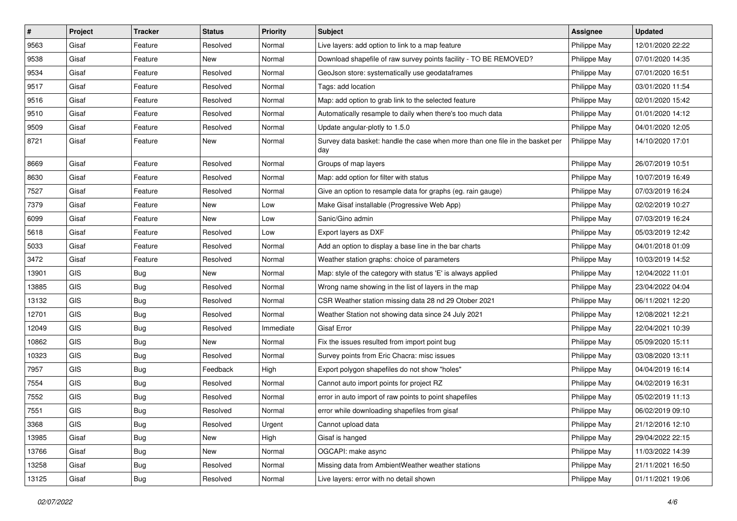| # | Project | Tracker | Status | Priority | Subject | Assignee | Updated |
|---|---|---|---|---|---|---|---|
| 9563 | Gisaf | Feature | Resolved | Normal | Live layers: add option to link to a map feature | Philippe May | 12/01/2020 22:22 |
| 9538 | Gisaf | Feature | New | Normal | Download shapefile of raw survey points facility - TO BE REMOVED? | Philippe May | 07/01/2020 14:35 |
| 9534 | Gisaf | Feature | Resolved | Normal | GeoJson store: systematically use geodataframes | Philippe May | 07/01/2020 16:51 |
| 9517 | Gisaf | Feature | Resolved | Normal | Tags: add location | Philippe May | 03/01/2020 11:54 |
| 9516 | Gisaf | Feature | Resolved | Normal | Map: add option to grab link to the selected feature | Philippe May | 02/01/2020 15:42 |
| 9510 | Gisaf | Feature | Resolved | Normal | Automatically resample to daily when there's too much data | Philippe May | 01/01/2020 14:12 |
| 9509 | Gisaf | Feature | Resolved | Normal | Update angular-plotly to 1.5.0 | Philippe May | 04/01/2020 12:05 |
| 8721 | Gisaf | Feature | New | Normal | Survey data basket: handle the case when more than one file in the basket per day | Philippe May | 14/10/2020 17:01 |
| 8669 | Gisaf | Feature | Resolved | Normal | Groups of map layers | Philippe May | 26/07/2019 10:51 |
| 8630 | Gisaf | Feature | Resolved | Normal | Map: add option for filter with status | Philippe May | 10/07/2019 16:49 |
| 7527 | Gisaf | Feature | Resolved | Normal | Give an option to resample data for graphs (eg. rain gauge) | Philippe May | 07/03/2019 16:24 |
| 7379 | Gisaf | Feature | New | Low | Make Gisaf installable (Progressive Web App) | Philippe May | 02/02/2019 10:27 |
| 6099 | Gisaf | Feature | New | Low | Sanic/Gino admin | Philippe May | 07/03/2019 16:24 |
| 5618 | Gisaf | Feature | Resolved | Low | Export layers as DXF | Philippe May | 05/03/2019 12:42 |
| 5033 | Gisaf | Feature | Resolved | Normal | Add an option to display a base line in the bar charts | Philippe May | 04/01/2018 01:09 |
| 3472 | Gisaf | Feature | Resolved | Normal | Weather station graphs: choice of parameters | Philippe May | 10/03/2019 14:52 |
| 13901 | GIS | Bug | New | Normal | Map: style of the category with status 'E' is always applied | Philippe May | 12/04/2022 11:01 |
| 13885 | GIS | Bug | Resolved | Normal | Wrong name showing in the list of layers in the map | Philippe May | 23/04/2022 04:04 |
| 13132 | GIS | Bug | Resolved | Normal | CSR Weather station missing data 28 nd 29 Otober 2021 | Philippe May | 06/11/2021 12:20 |
| 12701 | GIS | Bug | Resolved | Normal | Weather Station not showing data since 24 July 2021 | Philippe May | 12/08/2021 12:21 |
| 12049 | GIS | Bug | Resolved | Immediate | Gisaf Error | Philippe May | 22/04/2021 10:39 |
| 10862 | GIS | Bug | New | Normal | Fix the issues resulted from import point bug | Philippe May | 05/09/2020 15:11 |
| 10323 | GIS | Bug | Resolved | Normal | Survey points from Eric Chacra: misc issues | Philippe May | 03/08/2020 13:11 |
| 7957 | GIS | Bug | Feedback | High | Export polygon shapefiles do not show "holes" | Philippe May | 04/04/2019 16:14 |
| 7554 | GIS | Bug | Resolved | Normal | Cannot auto import points for project RZ | Philippe May | 04/02/2019 16:31 |
| 7552 | GIS | Bug | Resolved | Normal | error in auto import of raw points to point shapefiles | Philippe May | 05/02/2019 11:13 |
| 7551 | GIS | Bug | Resolved | Normal | error while downloading shapefiles from gisaf | Philippe May | 06/02/2019 09:10 |
| 3368 | GIS | Bug | Resolved | Urgent | Cannot upload data | Philippe May | 21/12/2016 12:10 |
| 13985 | Gisaf | Bug | New | High | Gisaf is hanged | Philippe May | 29/04/2022 22:15 |
| 13766 | Gisaf | Bug | New | Normal | OGCAPI: make async | Philippe May | 11/03/2022 14:39 |
| 13258 | Gisaf | Bug | Resolved | Normal | Missing data from AmbientWeather weather stations | Philippe May | 21/11/2021 16:50 |
| 13125 | Gisaf | Bug | Resolved | Normal | Live layers: error with no detail shown | Philippe May | 01/11/2021 19:06 |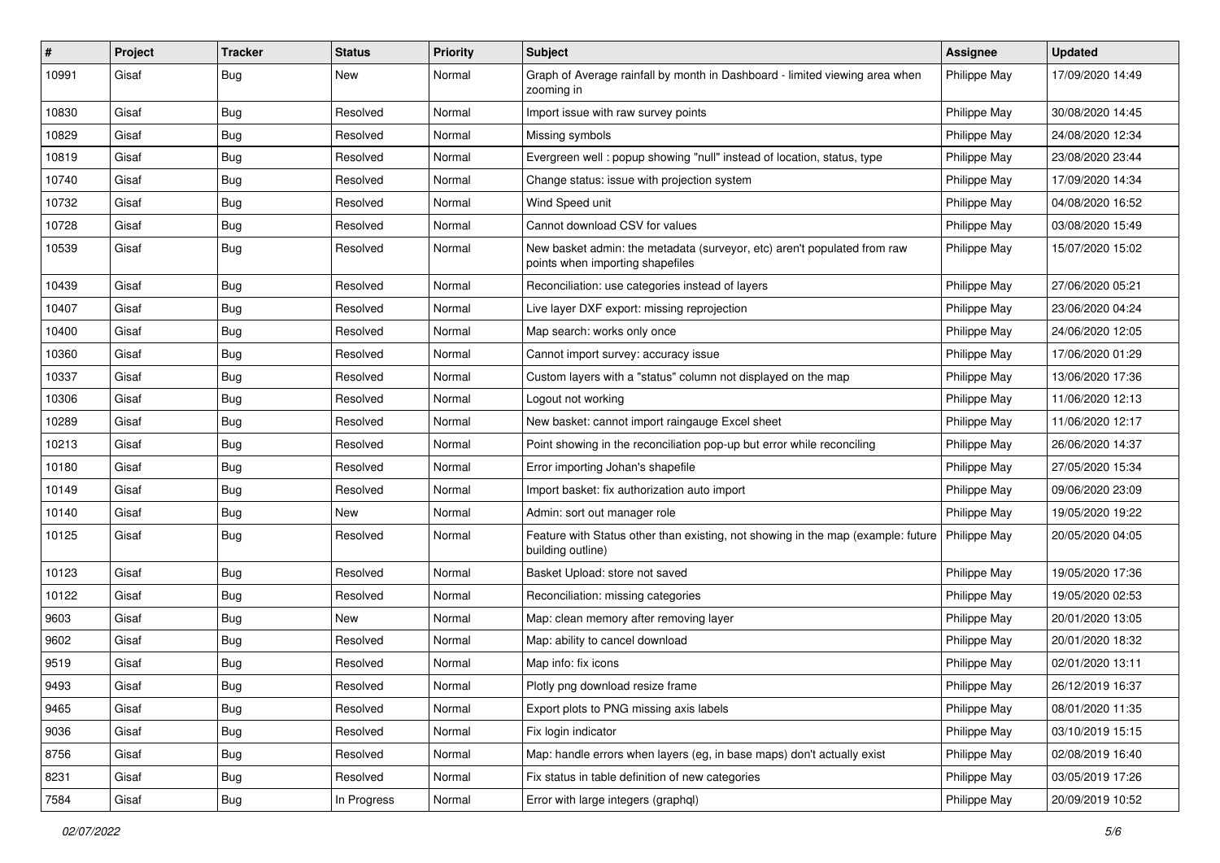| # | Project | Tracker | Status | Priority | Subject | Assignee | Updated |
|---|---|---|---|---|---|---|---|
| 10991 | Gisaf | Bug | New | Normal | Graph of Average rainfall by month in Dashboard - limited viewing area when zooming in | Philippe May | 17/09/2020 14:49 |
| 10830 | Gisaf | Bug | Resolved | Normal | Import issue with raw survey points | Philippe May | 30/08/2020 14:45 |
| 10829 | Gisaf | Bug | Resolved | Normal | Missing symbols | Philippe May | 24/08/2020 12:34 |
| 10819 | Gisaf | Bug | Resolved | Normal | Evergreen well : popup showing "null" instead of location, status, type | Philippe May | 23/08/2020 23:44 |
| 10740 | Gisaf | Bug | Resolved | Normal | Change status: issue with projection system | Philippe May | 17/09/2020 14:34 |
| 10732 | Gisaf | Bug | Resolved | Normal | Wind Speed unit | Philippe May | 04/08/2020 16:52 |
| 10728 | Gisaf | Bug | Resolved | Normal | Cannot download CSV for values | Philippe May | 03/08/2020 15:49 |
| 10539 | Gisaf | Bug | Resolved | Normal | New basket admin: the metadata (surveyor, etc) aren't populated from raw points when importing shapefiles | Philippe May | 15/07/2020 15:02 |
| 10439 | Gisaf | Bug | Resolved | Normal | Reconciliation: use categories instead of layers | Philippe May | 27/06/2020 05:21 |
| 10407 | Gisaf | Bug | Resolved | Normal | Live layer DXF export: missing reprojection | Philippe May | 23/06/2020 04:24 |
| 10400 | Gisaf | Bug | Resolved | Normal | Map search: works only once | Philippe May | 24/06/2020 12:05 |
| 10360 | Gisaf | Bug | Resolved | Normal | Cannot import survey: accuracy issue | Philippe May | 17/06/2020 01:29 |
| 10337 | Gisaf | Bug | Resolved | Normal | Custom layers with a "status" column not displayed on the map | Philippe May | 13/06/2020 17:36 |
| 10306 | Gisaf | Bug | Resolved | Normal | Logout not working | Philippe May | 11/06/2020 12:13 |
| 10289 | Gisaf | Bug | Resolved | Normal | New basket: cannot import raingauge Excel sheet | Philippe May | 11/06/2020 12:17 |
| 10213 | Gisaf | Bug | Resolved | Normal | Point showing in the reconciliation pop-up but error while reconciling | Philippe May | 26/06/2020 14:37 |
| 10180 | Gisaf | Bug | Resolved | Normal | Error importing Johan's shapefile | Philippe May | 27/05/2020 15:34 |
| 10149 | Gisaf | Bug | Resolved | Normal | Import basket: fix authorization auto import | Philippe May | 09/06/2020 23:09 |
| 10140 | Gisaf | Bug | New | Normal | Admin: sort out manager role | Philippe May | 19/05/2020 19:22 |
| 10125 | Gisaf | Bug | Resolved | Normal | Feature with Status other than existing, not showing in the map (example: future building outline) | Philippe May | 20/05/2020 04:05 |
| 10123 | Gisaf | Bug | Resolved | Normal | Basket Upload: store not saved | Philippe May | 19/05/2020 17:36 |
| 10122 | Gisaf | Bug | Resolved | Normal | Reconciliation: missing categories | Philippe May | 19/05/2020 02:53 |
| 9603 | Gisaf | Bug | New | Normal | Map: clean memory after removing layer | Philippe May | 20/01/2020 13:05 |
| 9602 | Gisaf | Bug | Resolved | Normal | Map: ability to cancel download | Philippe May | 20/01/2020 18:32 |
| 9519 | Gisaf | Bug | Resolved | Normal | Map info: fix icons | Philippe May | 02/01/2020 13:11 |
| 9493 | Gisaf | Bug | Resolved | Normal | Plotly png download resize frame | Philippe May | 26/12/2019 16:37 |
| 9465 | Gisaf | Bug | Resolved | Normal | Export plots to PNG missing axis labels | Philippe May | 08/01/2020 11:35 |
| 9036 | Gisaf | Bug | Resolved | Normal | Fix login indicator | Philippe May | 03/10/2019 15:15 |
| 8756 | Gisaf | Bug | Resolved | Normal | Map: handle errors when layers (eg, in base maps) don't actually exist | Philippe May | 02/08/2019 16:40 |
| 8231 | Gisaf | Bug | Resolved | Normal | Fix status in table definition of new categories | Philippe May | 03/05/2019 17:26 |
| 7584 | Gisaf | Bug | In Progress | Normal | Error with large integers (graphql) | Philippe May | 20/09/2019 10:52 |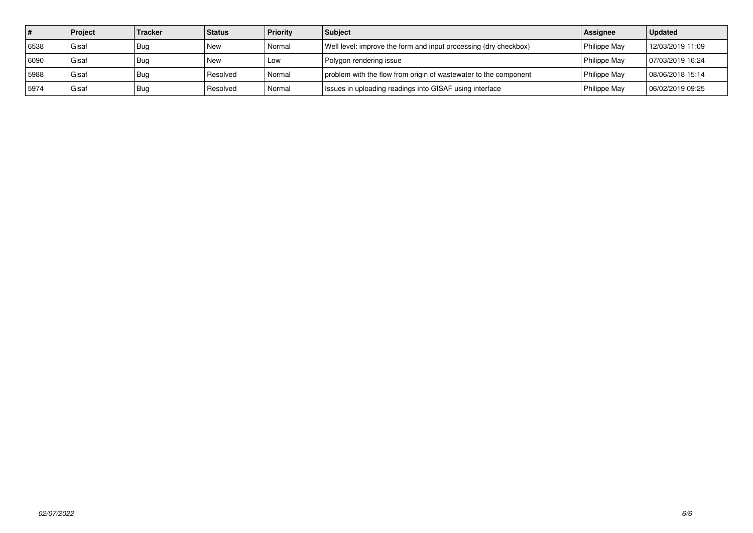| # | Project | Tracker | Status | Priority | Subject | Assignee | Updated |
|---|---|---|---|---|---|---|---|
| 6538 | Gisaf | Bug | New | Normal | Well level: improve the form and input processing (dry checkbox) | Philippe May | 12/03/2019 11:09 |
| 6090 | Gisaf | Bug | New | Low | Polygon rendering issue | Philippe May | 07/03/2019 16:24 |
| 5988 | Gisaf | Bug | Resolved | Normal | problem with the flow from origin of wastewater to the component | Philippe May | 08/06/2018 15:14 |
| 5974 | Gisaf | Bug | Resolved | Normal | Issues in uploading readings into GISAF using interface | Philippe May | 06/02/2019 09:25 |